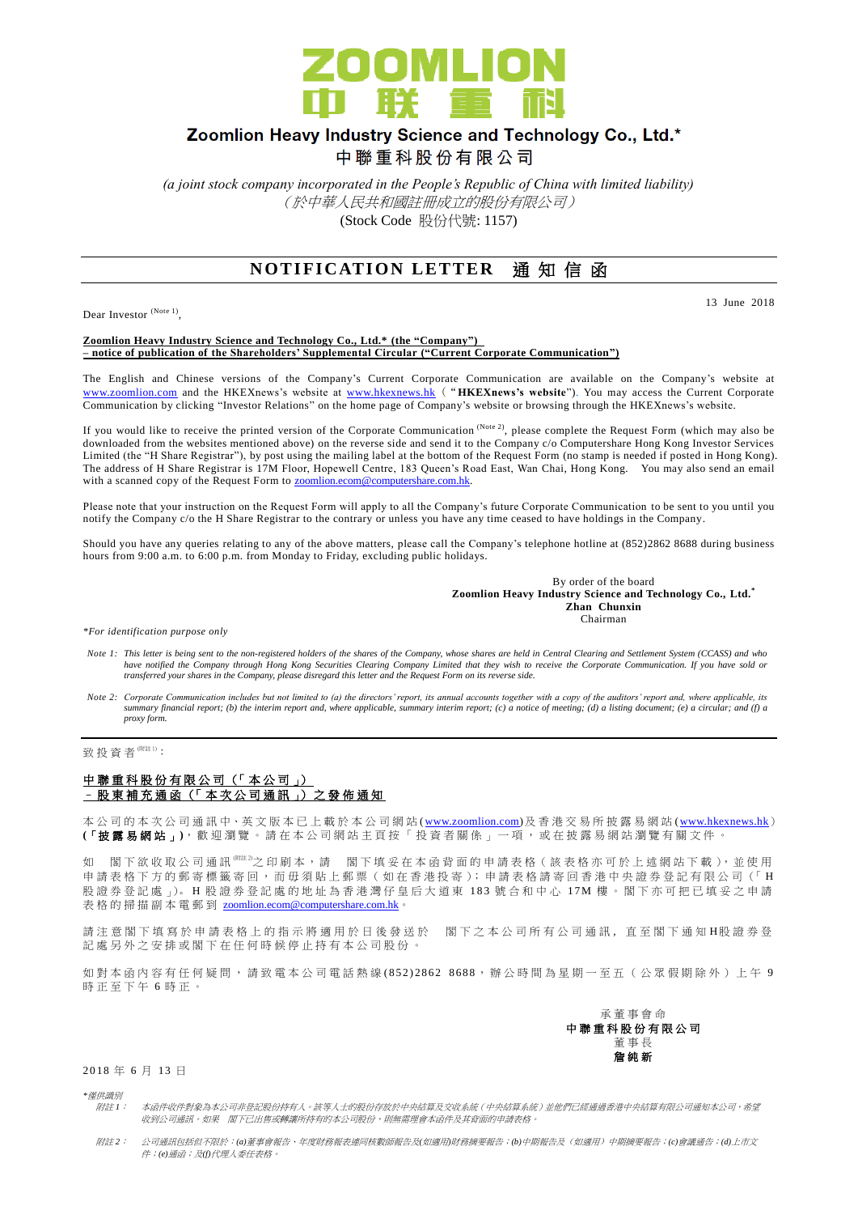# ZOOMLION 中联重科

## Zoomlion Heavy Industry Science and Technology Co., Ltd.*

## 中聯重科股份有限公司

*(a joint stock company incorporated in the People's Republic of China with limited liability)*
*（於中華人民共和國註冊成立的股份有限公司）*
(Stock Code 股份代號: 1157)

# NOTIFICATION LETTER 通知信函

13 June 2018

Dear Investor (Note 1),

**Zoomlion Heavy Industry Science and Technology Co., Ltd.* (the "Company")**
**– notice of publication of the Shareholders' Supplemental Circular ("Current Corporate Communication")**

The English and Chinese versions of the Company's Current Corporate Communication are available on the Company's website at www.zoomlion.com and the HKEXnews's website at www.hkexnews.hk ("**HKEXnews's website**"). You may access the Current Corporate Communication by clicking "Investor Relations" on the home page of Company's website or browsing through the HKEXnews's website.

If you would like to receive the printed version of the Corporate Communication (Note 2), please complete the Request Form (which may also be downloaded from the websites mentioned above) on the reverse side and send it to the Company c/o Computershare Hong Kong Investor Services Limited (the "H Share Registrar"), by post using the mailing label at the bottom of the Request Form (no stamp is needed if posted in Hong Kong). The address of H Share Registrar is 17M Floor, Hopewell Centre, 183 Queen's Road East, Wan Chai, Hong Kong. You may also send an email with a scanned copy of the Request Form to zoomlion.ecom@computershare.com.hk.

Please note that your instruction on the Request Form will apply to all the Company's future Corporate Communication to be sent to you until you notify the Company c/o the H Share Registrar to the contrary or unless you have any time ceased to have holdings in the Company.

Should you have any queries relating to any of the above matters, please call the Company's telephone hotline at (852)2862 8688 during business hours from 9:00 a.m. to 6:00 p.m. from Monday to Friday, excluding public holidays.

By order of the board
**Zoomlion Heavy Industry Science and Technology Co., Ltd.***
**Zhan Chunxin**
Chairman

*\*For identification purpose only*

*Note 1: This letter is being sent to the non-registered holders of the shares of the Company, whose shares are held in Central Clearing and Settlement System (CCASS) and who have notified the Company through Hong Kong Securities Clearing Company Limited that they wish to receive the Corporate Communication. If you have sold or transferred your shares in the Company, please disregard this letter and the Request Form on its reverse side.*

*Note 2: Corporate Communication includes but not limited to (a) the directors' report, its annual accounts together with a copy of the auditors' report and, where applicable, its summary financial report; (b) the interim report and, where applicable, summary interim report; (c) a notice of meeting; (d) a listing document; (e) a circular; and (f) a proxy form.*

---

致投資者(附註1)：

**中聯重科股份有限公司（「本公司」）**
**－股東補充通函（「本次公司通訊」）之發佈通知**

本公司的本次公司通訊中、英文版本已上載於本公司網站(www.zoomlion.com)及香港交易所披露易網站(www.hkexnews.hk)(**「披露易網站」**)，歡迎瀏覽。請在本公司網站主頁按「投資者關係」一項，或在披露易網站瀏覽有關文件。

如 閣下欲收取公司通訊(附註2)之印刷本，請 閣下填妥在本函背面的申請表格（該表格亦可於上述網站下載），並使用申請表格下方的郵寄標籤寄回，而毋須貼上郵票（如在香港投寄）；申請表格請寄回香港中央證券登記有限公司（「H股證券登記處」）。H股證券登記處的地址為香港灣仔皇后大道東183號合和中心17M樓。閣下亦可把已填妥之申請表格的掃描副本電郵到 zoomlion.ecom@computershare.com.hk。

請注意閣下填寫於申請表格上的指示將適用於日後發送於 閣下之本公司所有公司通訊，直至閣下通知H股證券登記處另外之安排或閣下在任何時候停止持有本公司股份。

如對本函內容有任何疑問，請致電本公司電話熱線(852)2862 8688，辦公時間為星期一至五（公眾假期除外）上午9時正至下午6時正。

承董事會命
**中聯重科股份有限公司**
董事長
**詹純新**

2018年6月13日

*\*僅供識別*

*附註1：本函件收件對象為本公司非登記股份持有人。該等人士的股份存放於中央結算及交收系統（中央結算系統）並他們已經通過香港中央結算有限公司通知本公司，希望收到公司通訊。如果 閣下已出售或轉讓所持有的本公司股份，則無需理會本函件及其背面的申請表格。*

*附註2：公司通訊包括但不限於：(a)董事會報告、年度財務報表連同核數師報告及(如適用)財務摘要報告；(b)中期報告及（如適用）中期摘要報告；(c)會議通告；(d)上市文件；(e)通函；及(f)代理人委任表格。*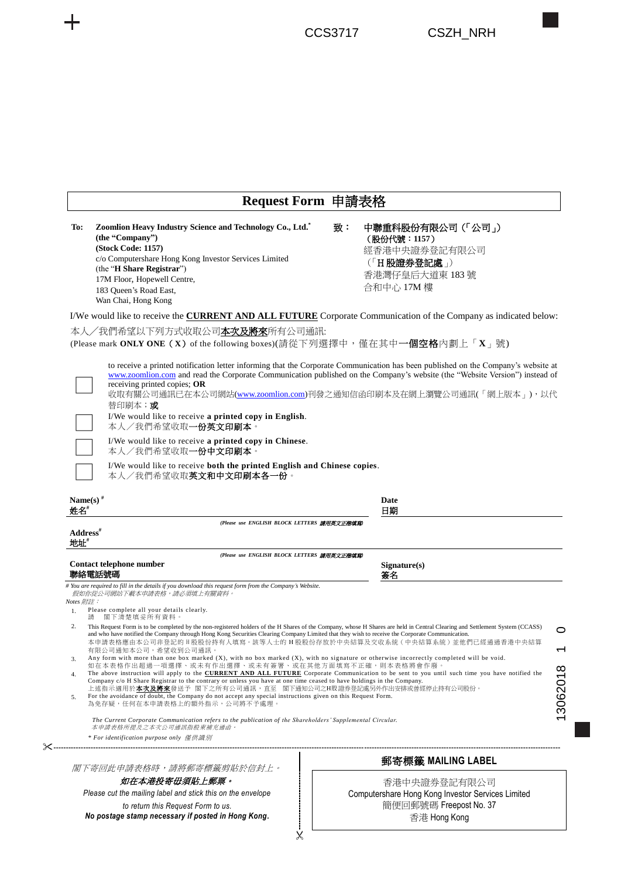# Request Form 申請表格

**To: Zoomlion Heavy Industry Science and Technology Co., Ltd.*** **(the "Company")** **(Stock Code: 1157)**
c/o Computershare Hong Kong Investor Services Limited
(the "**H Share Registrar**")
17M Floor, Hopewell Centre,
183 Queen's Road East,
Wan Chai, Hong Kong

**致：中聯重科股份有限公司（「公司」）** **（股份代號：1157）**
經香港中央證券登記有限公司
（「**H股證券登記處**」）
香港灣仔皇后大道東183號
合和中心17M樓

I/We would like to receive the **CURRENT AND ALL FUTURE** Corporate Communication of the Company as indicated below:
本人／我們希望以下列方式收取公司**本次及將來**所有公司通訊:
(Please mark **ONLY ONE**（**X**）of the following boxes)(請從下列選擇中，僅在其中**一個空格**內劃上「**X**」號)

☐ to receive a printed notification letter informing that the Corporate Communication has been published on the Company's website at www.zoomlion.com and read the Corporate Communication published on the Company's website (the "Website Version") instead of receiving printed copies; **OR**
收取有關公司通訊已在本公司網站(www.zoomlion.com)刊發之通知信函印刷本及在網上瀏覽公司通訊(「網上版本」)，以代替印刷本；**或**

☐ I/We would like to receive **a printed copy in English**.
本人／我們希望收取**一份英文印刷本**。

☐ I/We would like to receive **a printed copy in Chinese**.
本人／我們希望收取**一份中文印刷本**。

☐ I/We would like to receive **both the printed English and Chinese copies**.
本人／我們希望收取**英文和中文印刷本各一份**。

**Name(s)** # **姓名**# ______________________ **Date 日期** ______________________

*(Please use ENGLISH BLOCK LETTERS 請用英文正楷填寫)*

**Address**# **地址**# ______________________

*(Please use ENGLISH BLOCK LETTERS 請用英文正楷填寫)*

**Contact telephone number 聯絡電話號碼** ______________________ **Signature(s) 簽名** ______________________

*# You are required to fill in the details if you download this request form from the Company's Website.*
*假如你從公司網站下載本申請表格，請必須填上有關資料。*

*Notes 附註：*

1. Please complete all your details clearly.
請　閣下清楚填妥所有資料。
2. This Request Form is to be completed by the non-registered holders of the H Shares of the Company, whose H Shares are held in Central Clearing and Settlement System (CCASS) and who have notified the Company through Hong Kong Securities Clearing Company Limited that they wish to receive the Corporate Communication.
本申請表格應由本公司非登記的H股股份持有人填寫。該等人士的H股股份存放於中央結算及交收系統（中央結算系統）並他們已經通過香港中央結算有限公司通知本公司，希望收到公司通訊。
3. Any form with more than one box marked (X), with no box marked (X), with no signature or otherwise incorrectly completed will be void.
如在本表格作出超過一項選擇、或未有作出選擇、或未有簽署、或在其他方面填寫不正確，則本表格將會作廢。
4. The above instruction will apply to the **CURRENT AND ALL FUTURE** Corporate Communication to be sent to you until such time you have notified the Company c/o H Share Registrar to the contrary or unless you have at one time ceased to have holdings in the Company.
上述指示適用於**本次及將來**發送予　閣下之所有公司通訊，直至　閣下通知公司之H股證券登記處另外作出安排或曾經停止持有公司股份。
5. For the avoidance of doubt, the Company do not accept any special instructions given on this Request Form.
為免存疑，任何在本申請表格上的額外指示，公司將不予處理。

*The Current Corporate Communication refers to the publication of the Shareholders' Supplemental Circular.*
*本申請表格所提及之本次公司通訊指股東補充通函。*

*\* For identification purpose only 僅供識別*

---

*閣下寄回此申請表格時，請將郵寄標籤剪貼於信封上。*
***如在本港投寄毋須貼上郵票。***
*Please cut the mailing label and stick this on the envelope to return this Request Form to us.*
***No postage stamp necessary if posted in Hong Kong.***

**郵寄標籤 MAILING LABEL**

香港中央證券登記有限公司
Computershare Hong Kong Investor Services Limited
簡便回郵號碼 Freepost No. 37
香港 Hong Kong